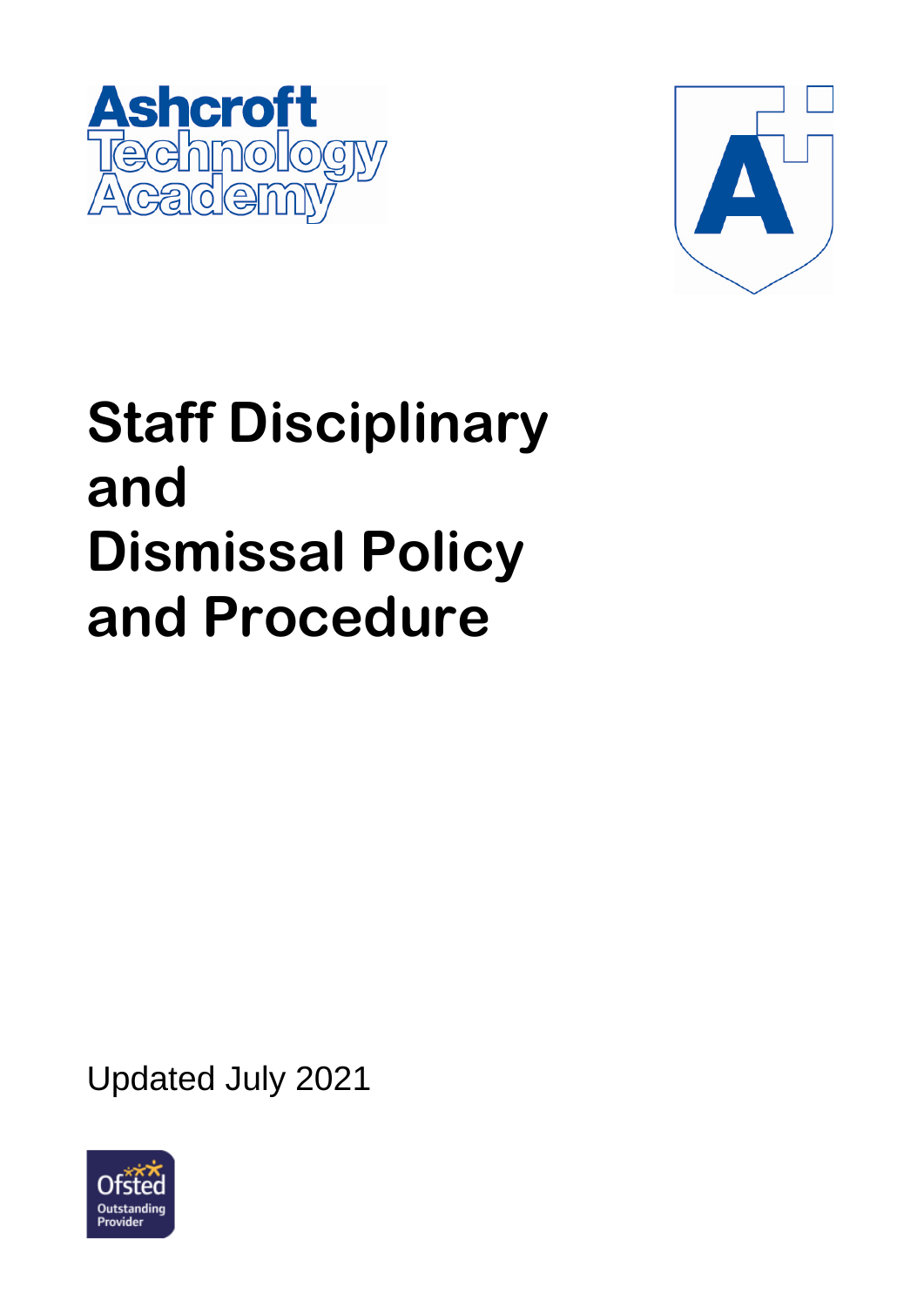Ashcroft Technology Academy

# Staff Disciplinary and Dismissal Policy and Procedure

Updated July 2021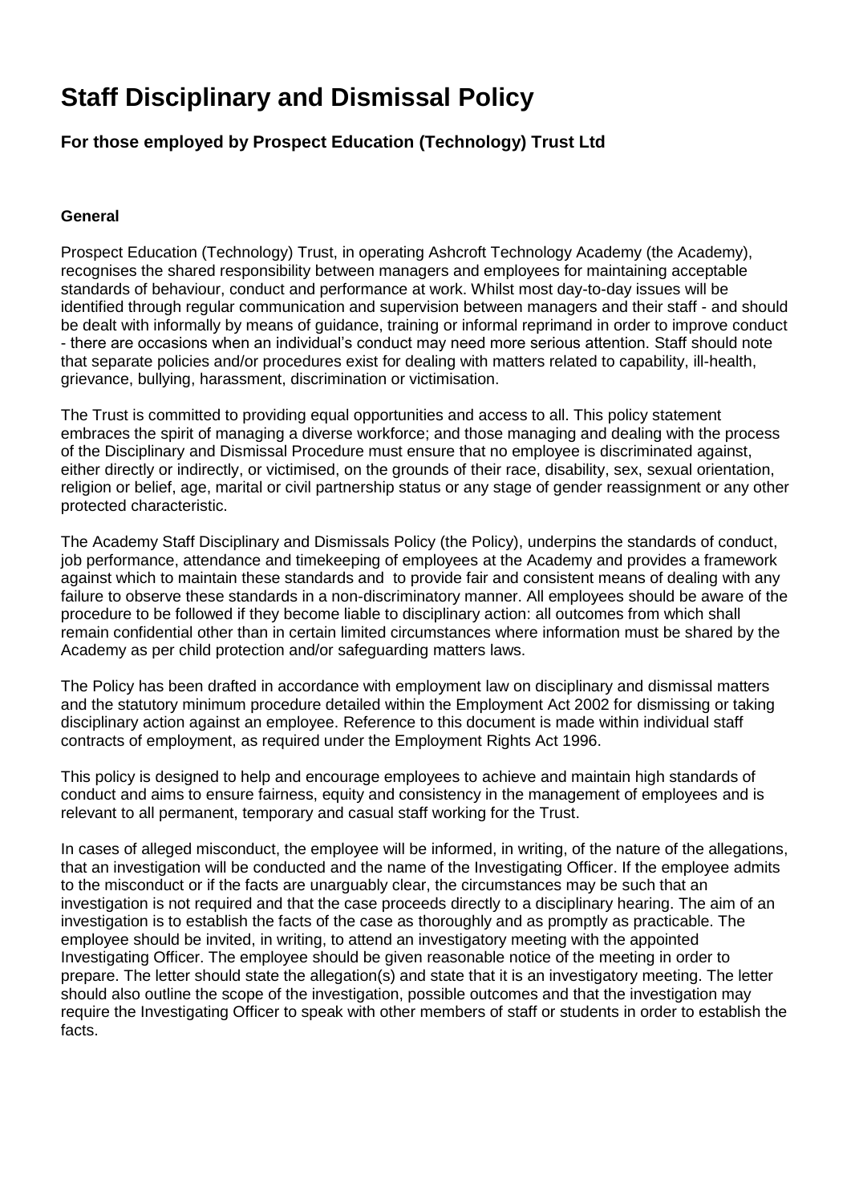# Staff Disciplinary and Dismissal Policy

### For those employed by Prospect Education (Technology) Trust Ltd

**General**

Prospect Education (Technology) Trust, in operating Ashcroft Technology Academy (the Academy), recognises the shared responsibility between managers and employees for maintaining acceptable standards of behaviour, conduct and performance at work. Whilst most day-to-day issues will be identified through regular communication and supervision between managers and their staff - and should be dealt with informally by means of guidance, training or informal reprimand in order to improve conduct - there are occasions when an individual's conduct may need more serious attention. Staff should note that separate policies and/or procedures exist for dealing with matters related to capability, ill-health, grievance, bullying, harassment, discrimination or victimisation.

The Trust is committed to providing equal opportunities and access to all. This policy statement embraces the spirit of managing a diverse workforce; and those managing and dealing with the process of the Disciplinary and Dismissal Procedure must ensure that no employee is discriminated against, either directly or indirectly, or victimised, on the grounds of their race, disability, sex, sexual orientation, religion or belief, age, marital or civil partnership status or any stage of gender reassignment or any other protected characteristic.

The Academy Staff Disciplinary and Dismissals Policy (the Policy), underpins the standards of conduct, job performance, attendance and timekeeping of employees at the Academy and provides a framework against which to maintain these standards and to provide fair and consistent means of dealing with any failure to observe these standards in a non-discriminatory manner. All employees should be aware of the procedure to be followed if they become liable to disciplinary action: all outcomes from which shall remain confidential other than in certain limited circumstances where information must be shared by the Academy as per child protection and/or safeguarding matters laws.

The Policy has been drafted in accordance with employment law on disciplinary and dismissal matters and the statutory minimum procedure detailed within the Employment Act 2002 for dismissing or taking disciplinary action against an employee. Reference to this document is made within individual staff contracts of employment, as required under the Employment Rights Act 1996.

This policy is designed to help and encourage employees to achieve and maintain high standards of conduct and aims to ensure fairness, equity and consistency in the management of employees and is relevant to all permanent, temporary and casual staff working for the Trust.

In cases of alleged misconduct, the employee will be informed, in writing, of the nature of the allegations, that an investigation will be conducted and the name of the Investigating Officer. If the employee admits to the misconduct or if the facts are unarguably clear, the circumstances may be such that an investigation is not required and that the case proceeds directly to a disciplinary hearing. The aim of an investigation is to establish the facts of the case as thoroughly and as promptly as practicable. The employee should be invited, in writing, to attend an investigatory meeting with the appointed Investigating Officer. The employee should be given reasonable notice of the meeting in order to prepare. The letter should state the allegation(s) and state that it is an investigatory meeting. The letter should also outline the scope of the investigation, possible outcomes and that the investigation may require the Investigating Officer to speak with other members of staff or students in order to establish the facts.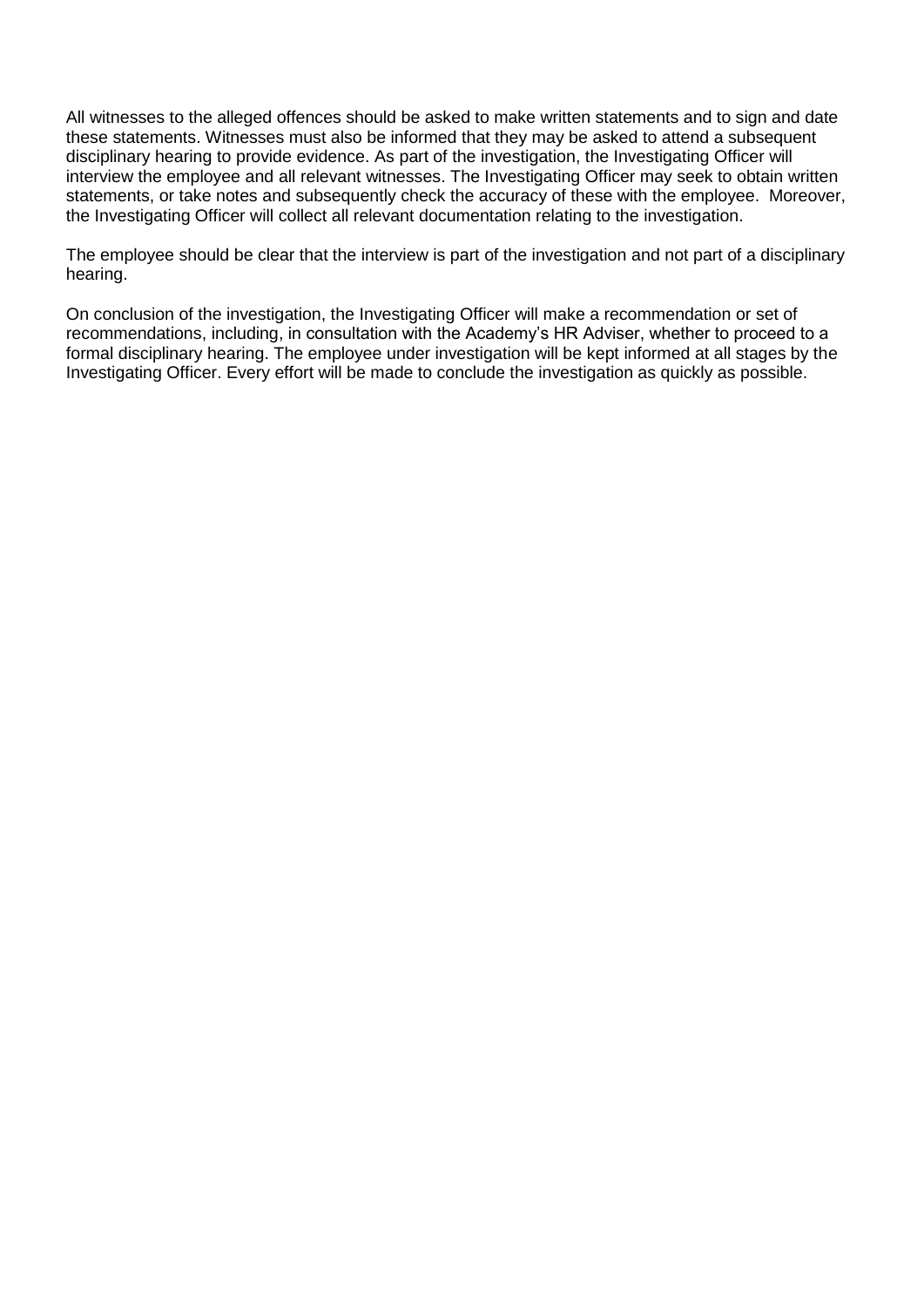All witnesses to the alleged offences should be asked to make written statements and to sign and date these statements. Witnesses must also be informed that they may be asked to attend a subsequent disciplinary hearing to provide evidence. As part of the investigation, the Investigating Officer will interview the employee and all relevant witnesses. The Investigating Officer may seek to obtain written statements, or take notes and subsequently check the accuracy of these with the employee. Moreover, the Investigating Officer will collect all relevant documentation relating to the investigation.

The employee should be clear that the interview is part of the investigation and not part of a disciplinary hearing.

On conclusion of the investigation, the Investigating Officer will make a recommendation or set of recommendations, including, in consultation with the Academy's HR Adviser, whether to proceed to a formal disciplinary hearing. The employee under investigation will be kept informed at all stages by the Investigating Officer. Every effort will be made to conclude the investigation as quickly as possible.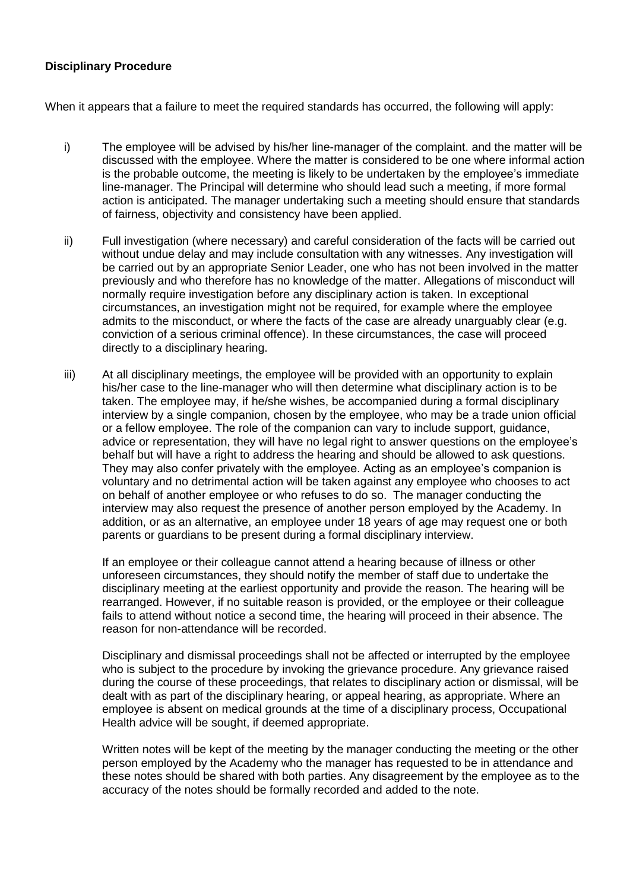**Disciplinary Procedure**

When it appears that a failure to meet the required standards has occurred, the following will apply:

i) The employee will be advised by his/her line-manager of the complaint. and the matter will be discussed with the employee. Where the matter is considered to be one where informal action is the probable outcome, the meeting is likely to be undertaken by the employee's immediate line-manager. The Principal will determine who should lead such a meeting, if more formal action is anticipated. The manager undertaking such a meeting should ensure that standards of fairness, objectivity and consistency have been applied.

ii) Full investigation (where necessary) and careful consideration of the facts will be carried out without undue delay and may include consultation with any witnesses. Any investigation will be carried out by an appropriate Senior Leader, one who has not been involved in the matter previously and who therefore has no knowledge of the matter. Allegations of misconduct will normally require investigation before any disciplinary action is taken. In exceptional circumstances, an investigation might not be required, for example where the employee admits to the misconduct, or where the facts of the case are already unarguably clear (e.g. conviction of a serious criminal offence). In these circumstances, the case will proceed directly to a disciplinary hearing.

iii) At all disciplinary meetings, the employee will be provided with an opportunity to explain his/her case to the line-manager who will then determine what disciplinary action is to be taken. The employee may, if he/she wishes, be accompanied during a formal disciplinary interview by a single companion, chosen by the employee, who may be a trade union official or a fellow employee. The role of the companion can vary to include support, guidance, advice or representation, they will have no legal right to answer questions on the employee's behalf but will have a right to address the hearing and should be allowed to ask questions. They may also confer privately with the employee. Acting as an employee's companion is voluntary and no detrimental action will be taken against any employee who chooses to act on behalf of another employee or who refuses to do so. The manager conducting the interview may also request the presence of another person employed by the Academy. In addition, or as an alternative, an employee under 18 years of age may request one or both parents or guardians to be present during a formal disciplinary interview.

If an employee or their colleague cannot attend a hearing because of illness or other unforeseen circumstances, they should notify the member of staff due to undertake the disciplinary meeting at the earliest opportunity and provide the reason. The hearing will be rearranged. However, if no suitable reason is provided, or the employee or their colleague fails to attend without notice a second time, the hearing will proceed in their absence. The reason for non-attendance will be recorded.

Disciplinary and dismissal proceedings shall not be affected or interrupted by the employee who is subject to the procedure by invoking the grievance procedure. Any grievance raised during the course of these proceedings, that relates to disciplinary action or dismissal, will be dealt with as part of the disciplinary hearing, or appeal hearing, as appropriate. Where an employee is absent on medical grounds at the time of a disciplinary process, Occupational Health advice will be sought, if deemed appropriate.

Written notes will be kept of the meeting by the manager conducting the meeting or the other person employed by the Academy who the manager has requested to be in attendance and these notes should be shared with both parties. Any disagreement by the employee as to the accuracy of the notes should be formally recorded and added to the note.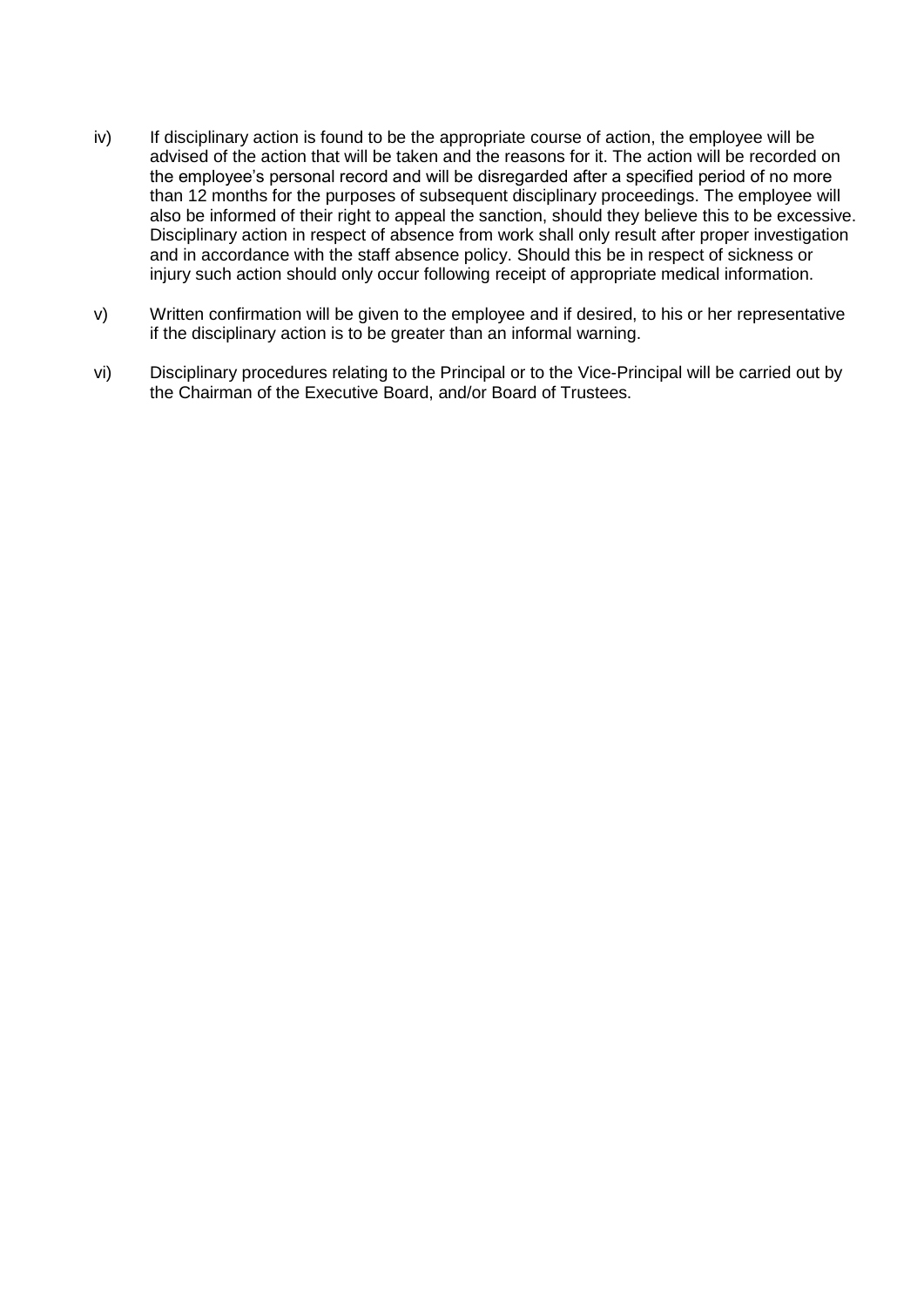iv) If disciplinary action is found to be the appropriate course of action, the employee will be advised of the action that will be taken and the reasons for it. The action will be recorded on the employee's personal record and will be disregarded after a specified period of no more than 12 months for the purposes of subsequent disciplinary proceedings. The employee will also be informed of their right to appeal the sanction, should they believe this to be excessive. Disciplinary action in respect of absence from work shall only result after proper investigation and in accordance with the staff absence policy. Should this be in respect of sickness or injury such action should only occur following receipt of appropriate medical information.

v) Written confirmation will be given to the employee and if desired, to his or her representative if the disciplinary action is to be greater than an informal warning.

vi) Disciplinary procedures relating to the Principal or to the Vice-Principal will be carried out by the Chairman of the Executive Board, and/or Board of Trustees.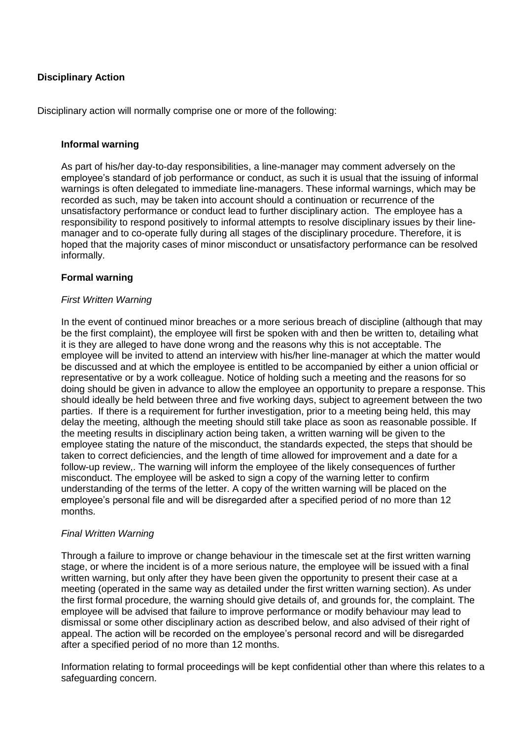**Disciplinary Action**

Disciplinary action will normally comprise one or more of the following:

**Informal warning**

As part of his/her day-to-day responsibilities, a line-manager may comment adversely on the employee's standard of job performance or conduct, as such it is usual that the issuing of informal warnings is often delegated to immediate line-managers. These informal warnings, which may be recorded as such, may be taken into account should a continuation or recurrence of the unsatisfactory performance or conduct lead to further disciplinary action. The employee has a responsibility to respond positively to informal attempts to resolve disciplinary issues by their line-manager and to co-operate fully during all stages of the disciplinary procedure. Therefore, it is hoped that the majority cases of minor misconduct or unsatisfactory performance can be resolved informally.

**Formal warning**

*First Written Warning*

In the event of continued minor breaches or a more serious breach of discipline (although that may be the first complaint), the employee will first be spoken with and then be written to, detailing what it is they are alleged to have done wrong and the reasons why this is not acceptable. The employee will be invited to attend an interview with his/her line-manager at which the matter would be discussed and at which the employee is entitled to be accompanied by either a union official or representative or by a work colleague. Notice of holding such a meeting and the reasons for so doing should be given in advance to allow the employee an opportunity to prepare a response. This should ideally be held between three and five working days, subject to agreement between the two parties. If there is a requirement for further investigation, prior to a meeting being held, this may delay the meeting, although the meeting should still take place as soon as reasonable possible. If the meeting results in disciplinary action being taken, a written warning will be given to the employee stating the nature of the misconduct, the standards expected, the steps that should be taken to correct deficiencies, and the length of time allowed for improvement and a date for a follow-up review,. The warning will inform the employee of the likely consequences of further misconduct. The employee will be asked to sign a copy of the warning letter to confirm understanding of the terms of the letter. A copy of the written warning will be placed on the employee's personal file and will be disregarded after a specified period of no more than 12 months.

*Final Written Warning*

Through a failure to improve or change behaviour in the timescale set at the first written warning stage, or where the incident is of a more serious nature, the employee will be issued with a final written warning, but only after they have been given the opportunity to present their case at a meeting (operated in the same way as detailed under the first written warning section). As under the first formal procedure, the warning should give details of, and grounds for, the complaint. The employee will be advised that failure to improve performance or modify behaviour may lead to dismissal or some other disciplinary action as described below, and also advised of their right of appeal. The action will be recorded on the employee's personal record and will be disregarded after a specified period of no more than 12 months.

Information relating to formal proceedings will be kept confidential other than where this relates to a safeguarding concern.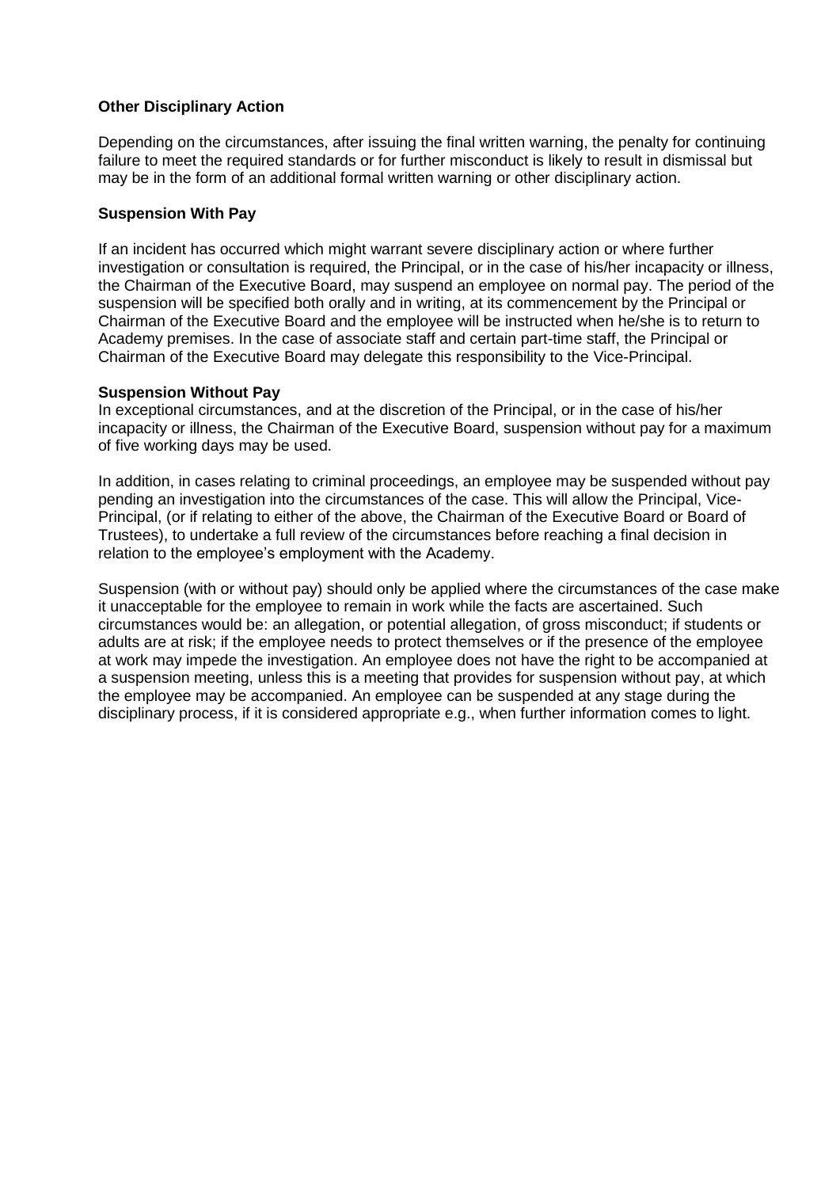**Other Disciplinary Action**

Depending on the circumstances, after issuing the final written warning, the penalty for continuing failure to meet the required standards or for further misconduct is likely to result in dismissal but may be in the form of an additional formal written warning or other disciplinary action.

**Suspension With Pay**

If an incident has occurred which might warrant severe disciplinary action or where further investigation or consultation is required, the Principal, or in the case of his/her incapacity or illness, the Chairman of the Executive Board, may suspend an employee on normal pay. The period of the suspension will be specified both orally and in writing, at its commencement by the Principal or Chairman of the Executive Board and the employee will be instructed when he/she is to return to Academy premises. In the case of associate staff and certain part-time staff, the Principal or Chairman of the Executive Board may delegate this responsibility to the Vice-Principal.

**Suspension Without Pay**

In exceptional circumstances, and at the discretion of the Principal, or in the case of his/her incapacity or illness, the Chairman of the Executive Board, suspension without pay for a maximum of five working days may be used.

In addition, in cases relating to criminal proceedings, an employee may be suspended without pay pending an investigation into the circumstances of the case. This will allow the Principal, Vice-Principal, (or if relating to either of the above, the Chairman of the Executive Board or Board of Trustees), to undertake a full review of the circumstances before reaching a final decision in relation to the employee's employment with the Academy.

Suspension (with or without pay) should only be applied where the circumstances of the case make it unacceptable for the employee to remain in work while the facts are ascertained. Such circumstances would be: an allegation, or potential allegation, of gross misconduct; if students or adults are at risk; if the employee needs to protect themselves or if the presence of the employee at work may impede the investigation. An employee does not have the right to be accompanied at a suspension meeting, unless this is a meeting that provides for suspension without pay, at which the employee may be accompanied. An employee can be suspended at any stage during the disciplinary process, if it is considered appropriate e.g., when further information comes to light.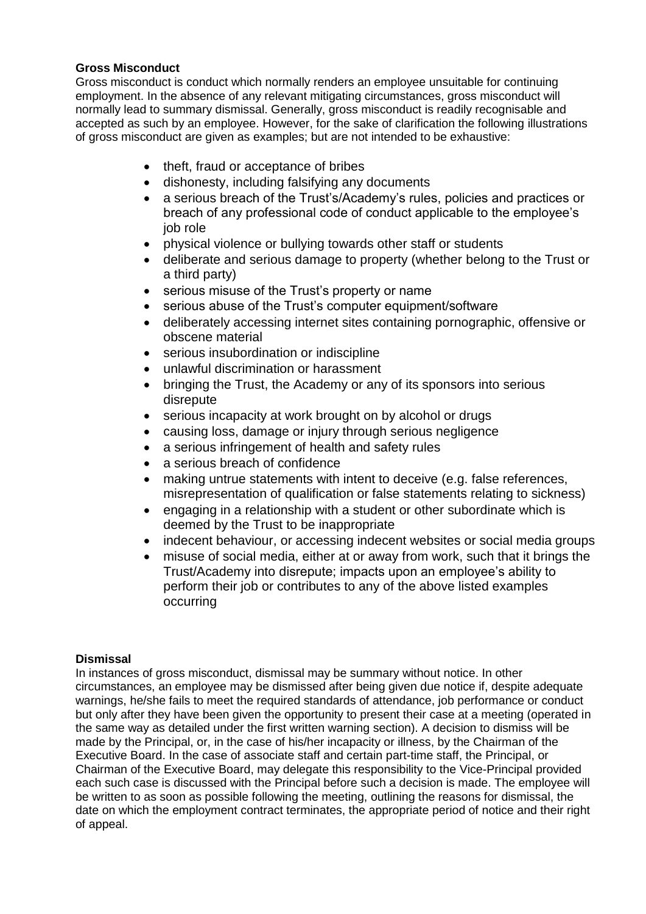**Gross Misconduct**

Gross misconduct is conduct which normally renders an employee unsuitable for continuing employment. In the absence of any relevant mitigating circumstances, gross misconduct will normally lead to summary dismissal. Generally, gross misconduct is readily recognisable and accepted as such by an employee. However, for the sake of clarification the following illustrations of gross misconduct are given as examples; but are not intended to be exhaustive:

- theft, fraud or acceptance of bribes
- dishonesty, including falsifying any documents
- a serious breach of the Trust's/Academy's rules, policies and practices or breach of any professional code of conduct applicable to the employee's job role
- physical violence or bullying towards other staff or students
- deliberate and serious damage to property (whether belong to the Trust or a third party)
- serious misuse of the Trust's property or name
- serious abuse of the Trust's computer equipment/software
- deliberately accessing internet sites containing pornographic, offensive or obscene material
- serious insubordination or indiscipline
- unlawful discrimination or harassment
- bringing the Trust, the Academy or any of its sponsors into serious disrepute
- serious incapacity at work brought on by alcohol or drugs
- causing loss, damage or injury through serious negligence
- a serious infringement of health and safety rules
- a serious breach of confidence
- making untrue statements with intent to deceive (e.g. false references, misrepresentation of qualification or false statements relating to sickness)
- engaging in a relationship with a student or other subordinate which is deemed by the Trust to be inappropriate
- indecent behaviour, or accessing indecent websites or social media groups
- misuse of social media, either at or away from work, such that it brings the Trust/Academy into disrepute; impacts upon an employee's ability to perform their job or contributes to any of the above listed examples occurring

**Dismissal**

In instances of gross misconduct, dismissal may be summary without notice. In other circumstances, an employee may be dismissed after being given due notice if, despite adequate warnings, he/she fails to meet the required standards of attendance, job performance or conduct but only after they have been given the opportunity to present their case at a meeting (operated in the same way as detailed under the first written warning section). A decision to dismiss will be made by the Principal, or, in the case of his/her incapacity or illness, by the Chairman of the Executive Board. In the case of associate staff and certain part-time staff, the Principal, or Chairman of the Executive Board, may delegate this responsibility to the Vice-Principal provided each such case is discussed with the Principal before such a decision is made. The employee will be written to as soon as possible following the meeting, outlining the reasons for dismissal, the date on which the employment contract terminates, the appropriate period of notice and their right of appeal.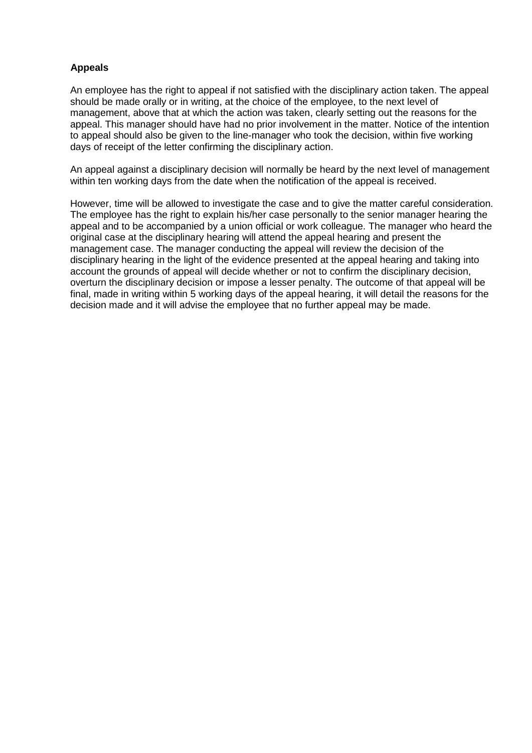**Appeals**

An employee has the right to appeal if not satisfied with the disciplinary action taken. The appeal should be made orally or in writing, at the choice of the employee, to the next level of management, above that at which the action was taken, clearly setting out the reasons for the appeal. This manager should have had no prior involvement in the matter. Notice of the intention to appeal should also be given to the line-manager who took the decision, within five working days of receipt of the letter confirming the disciplinary action.

An appeal against a disciplinary decision will normally be heard by the next level of management within ten working days from the date when the notification of the appeal is received.

However, time will be allowed to investigate the case and to give the matter careful consideration. The employee has the right to explain his/her case personally to the senior manager hearing the appeal and to be accompanied by a union official or work colleague. The manager who heard the original case at the disciplinary hearing will attend the appeal hearing and present the management case. The manager conducting the appeal will review the decision of the disciplinary hearing in the light of the evidence presented at the appeal hearing and taking into account the grounds of appeal will decide whether or not to confirm the disciplinary decision, overturn the disciplinary decision or impose a lesser penalty. The outcome of that appeal will be final, made in writing within 5 working days of the appeal hearing, it will detail the reasons for the decision made and it will advise the employee that no further appeal may be made.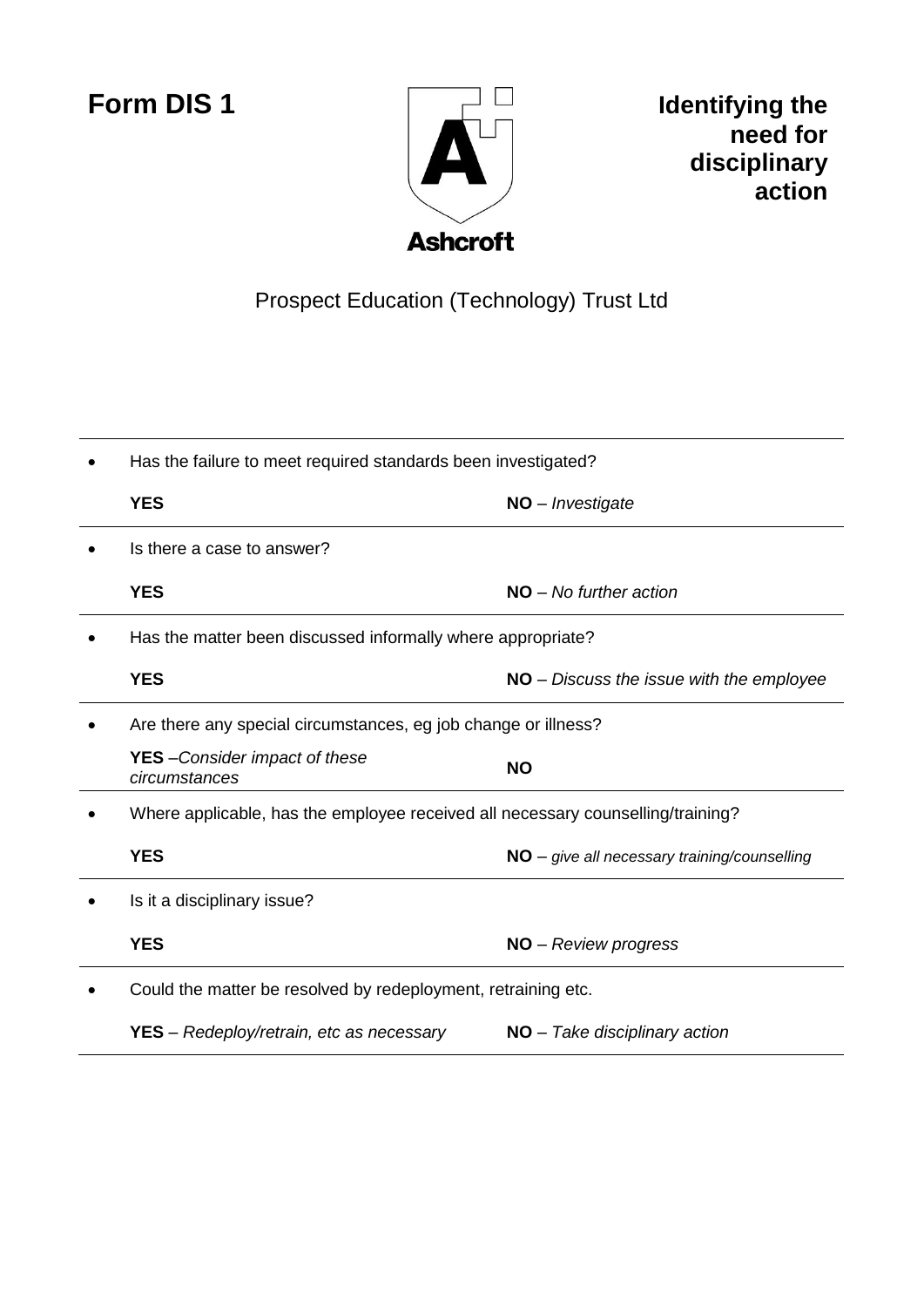**Form DIS 1**

**Ashcroft**

# Identifying the need for disciplinary action

Prospect Education (Technology) Trust Ltd

| | | |
|---|---|---|
| • | Has the failure to meet required standards been investigated? | |
| | **YES** | **NO** – *Investigate* |
| • | Is there a case to answer? | |
| | **YES** | **NO** – *No further action* |
| • | Has the matter been discussed informally where appropriate? | |
| | **YES** | **NO** – *Discuss the issue with the employee* |
| • | Are there any special circumstances, eg job change or illness? | |
| | **YES** –*Consider impact of these circumstances* | **NO** |
| • | Where applicable, has the employee received all necessary counselling/training? | |
| | **YES** | **NO** – *give all necessary training/counselling* |
| • | Is it a disciplinary issue? | |
| | **YES** | **NO** – *Review progress* |
| • | Could the matter be resolved by redeployment, retraining etc. | |
| | **YES** – *Redeploy/retrain, etc as necessary* | **NO** – *Take disciplinary action* |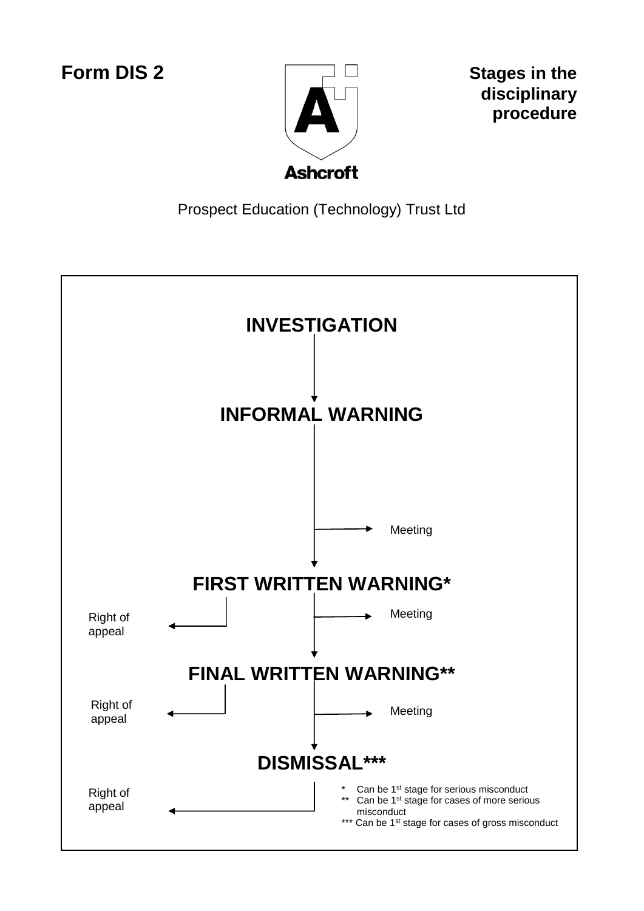**Form DIS 2**

**Stages in the disciplinary procedure**

Ashcroft

Prospect Education (Technology) Trust Ltd

**INVESTIGATION**

**INFORMAL WARNING**

Meeting

**FIRST WRITTEN WARNING***

Right of appeal

Meeting

**FINAL WRITTEN WARNING****

Right of appeal

Meeting

**DISMISSAL*****

Right of appeal

\* Can be 1st stage for serious misconduct

\** Can be 1st stage for cases of more serious misconduct

\*** Can be 1st stage for cases of gross misconduct